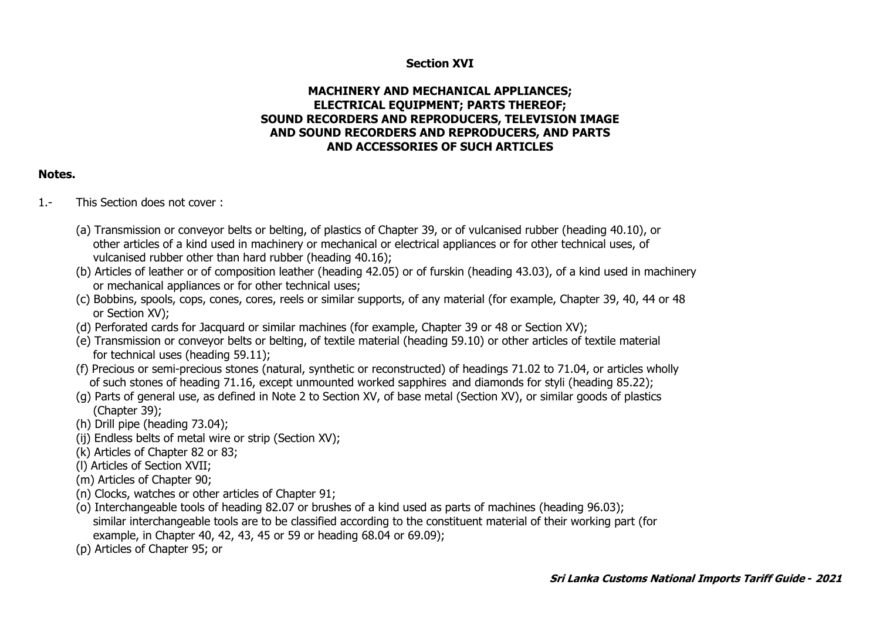## Section XVI

### MACHINERY AND MECHANICAL APPLIANCES; ELECTRICAL EQUIPMENT; PARTS THEREOF; SOUND RECORDERS AND REPRODUCERS, TELEVISION IMAGE AND SOUND RECORDERS AND REPRODUCERS, AND PARTS AND ACCESSORIES OF SUCH ARTICLES

**Notes.**

1.- This Section does not cover :

(a) Transmission or conveyor belts or belting, of plastics of Chapter 39, or of vulcanised rubber (heading 40.10), or other articles of a kind used in machinery or mechanical or electrical appliances or for other technical uses, of vulcanised rubber other than hard rubber (heading 40.16);
(b) Articles of leather or of composition leather (heading 42.05) or of furskin (heading 43.03), of a kind used in machinery or mechanical appliances or for other technical uses;
(c) Bobbins, spools, cops, cones, cores, reels or similar supports, of any material (for example, Chapter 39, 40, 44 or 48 or Section XV);
(d) Perforated cards for Jacquard or similar machines (for example, Chapter 39 or 48 or Section XV);
(e) Transmission or conveyor belts or belting, of textile material (heading 59.10) or other articles of textile material for technical uses (heading 59.11);
(f) Precious or semi-precious stones (natural, synthetic or reconstructed) of headings 71.02 to 71.04, or articles wholly of such stones of heading 71.16, except unmounted worked sapphires and diamonds for styli (heading 85.22);
(g) Parts of general use, as defined in Note 2 to Section XV, of base metal (Section XV), or similar goods of plastics (Chapter 39);
(h) Drill pipe (heading 73.04);
(ij) Endless belts of metal wire or strip (Section XV);
(k) Articles of Chapter 82 or 83;
(l) Articles of Section XVII;
(m) Articles of Chapter 90;
(n) Clocks, watches or other articles of Chapter 91;
(o) Interchangeable tools of heading 82.07 or brushes of a kind used as parts of machines (heading 96.03); similar interchangeable tools are to be classified according to the constituent material of their working part (for example, in Chapter 40, 42, 43, 45 or 59 or heading 68.04 or 69.09);
(p) Articles of Chapter 95; or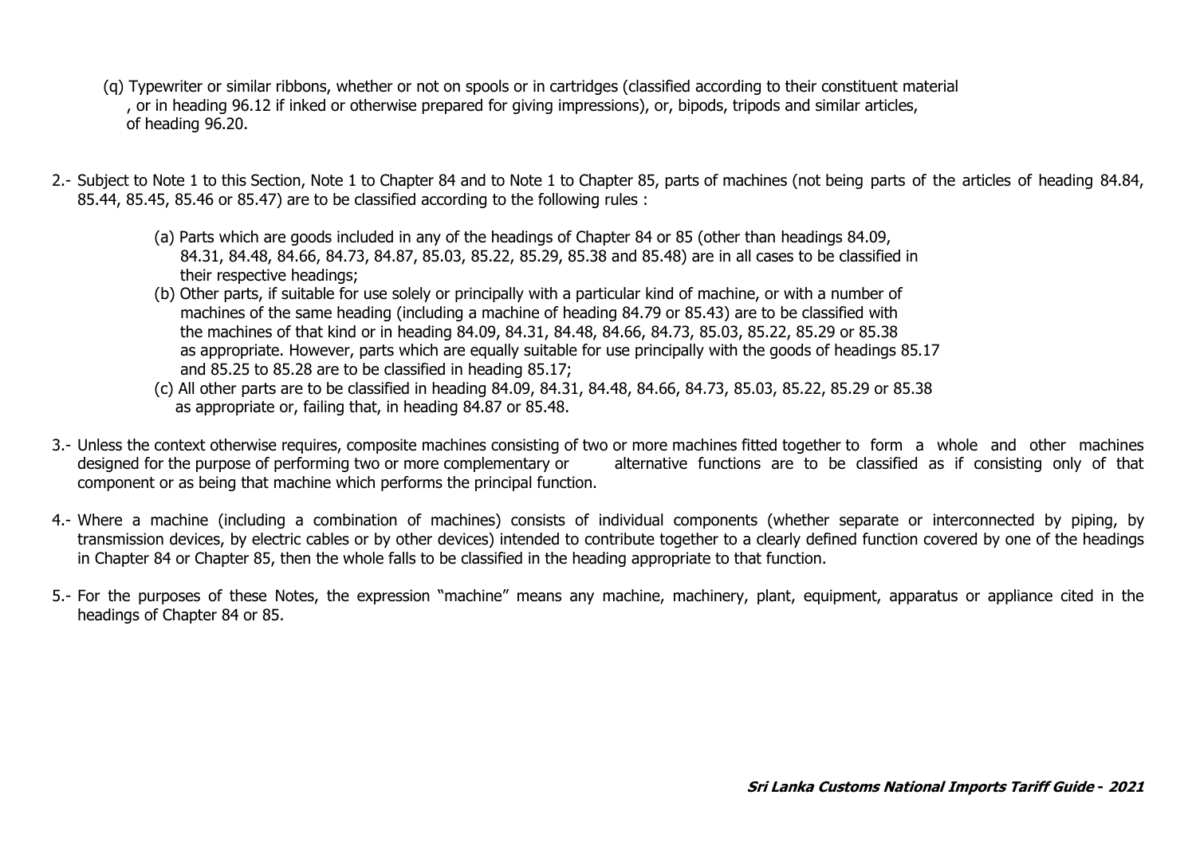(q) Typewriter or similar ribbons, whether or not on spools or in cartridges (classified according to their constituent material , or in heading 96.12 if inked or otherwise prepared for giving impressions), or, bipods, tripods and similar articles, of heading 96.20.

2.- Subject to Note 1 to this Section, Note 1 to Chapter 84 and to Note 1 to Chapter 85, parts of machines (not being parts of the articles of heading 84.84, 85.44, 85.45, 85.46 or 85.47) are to be classified according to the following rules :

(a) Parts which are goods included in any of the headings of Chapter 84 or 85 (other than headings 84.09, 84.31, 84.48, 84.66, 84.73, 84.87, 85.03, 85.22, 85.29, 85.38 and 85.48) are in all cases to be classified in their respective headings;

(b) Other parts, if suitable for use solely or principally with a particular kind of machine, or with a number of machines of the same heading (including a machine of heading 84.79 or 85.43) are to be classified with the machines of that kind or in heading 84.09, 84.31, 84.48, 84.66, 84.73, 85.03, 85.22, 85.29 or 85.38 as appropriate. However, parts which are equally suitable for use principally with the goods of headings 85.17 and 85.25 to 85.28 are to be classified in heading 85.17;

(c) All other parts are to be classified in heading 84.09, 84.31, 84.48, 84.66, 84.73, 85.03, 85.22, 85.29 or 85.38 as appropriate or, failing that, in heading 84.87 or 85.48.

3.- Unless the context otherwise requires, composite machines consisting of two or more machines fitted together to form a whole and other machines designed for the purpose of performing two or more complementary or alternative functions are to be classified as if consisting only of that component or as being that machine which performs the principal function.

4.- Where a machine (including a combination of machines) consists of individual components (whether separate or interconnected by piping, by transmission devices, by electric cables or by other devices) intended to contribute together to a clearly defined function covered by one of the headings in Chapter 84 or Chapter 85, then the whole falls to be classified in the heading appropriate to that function.

5.- For the purposes of these Notes, the expression "machine" means any machine, machinery, plant, equipment, apparatus or appliance cited in the headings of Chapter 84 or 85.